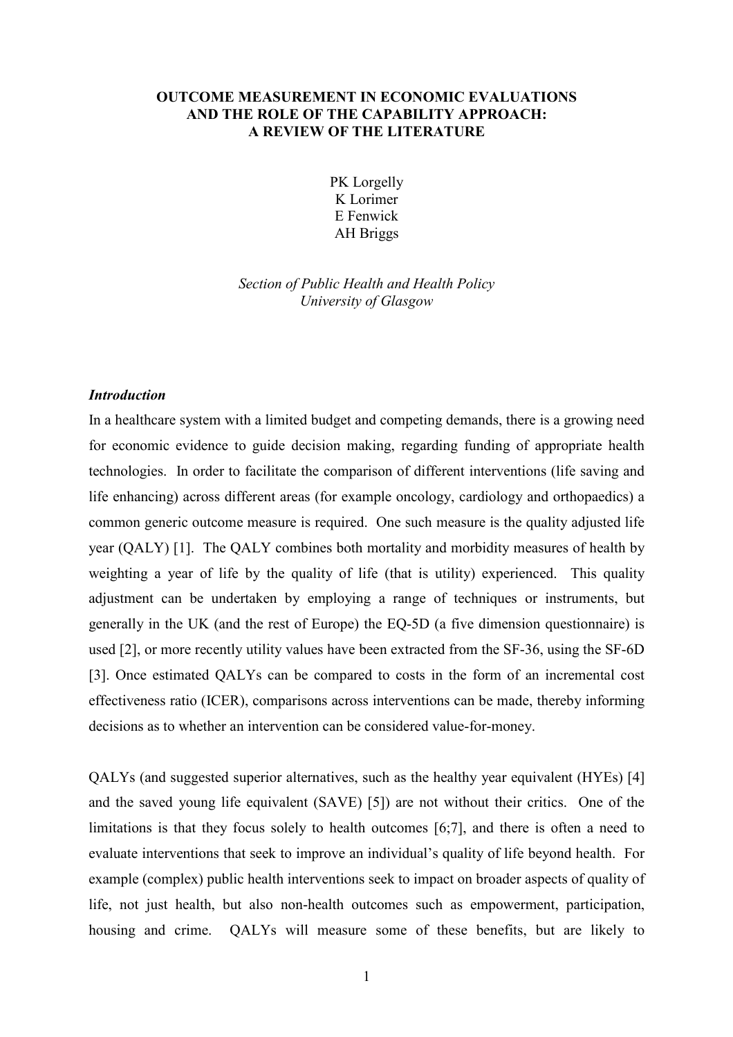# OUTCOME MEASUREMENT IN ECONOMIC EVALUATIONS AND THE ROLE OF THE CAPABILITY APPROACH: A REVIEW OF THE LITERATURE

PK Lorgelly
K Lorimer
E Fenwick
AH Briggs

*Section of Public Health and Health Policy*
*University of Glasgow*

### *Introduction*

In a healthcare system with a limited budget and competing demands, there is a growing need for economic evidence to guide decision making, regarding funding of appropriate health technologies. In order to facilitate the comparison of different interventions (life saving and life enhancing) across different areas (for example oncology, cardiology and orthopaedics) a common generic outcome measure is required. One such measure is the quality adjusted life year (QALY) [1]. The QALY combines both mortality and morbidity measures of health by weighting a year of life by the quality of life (that is utility) experienced. This quality adjustment can be undertaken by employing a range of techniques or instruments, but generally in the UK (and the rest of Europe) the EQ-5D (a five dimension questionnaire) is used [2], or more recently utility values have been extracted from the SF-36, using the SF-6D [3]. Once estimated QALYs can be compared to costs in the form of an incremental cost effectiveness ratio (ICER), comparisons across interventions can be made, thereby informing decisions as to whether an intervention can be considered value-for-money.

QALYs (and suggested superior alternatives, such as the healthy year equivalent (HYEs) [4] and the saved young life equivalent (SAVE) [5]) are not without their critics. One of the limitations is that they focus solely to health outcomes [6;7], and there is often a need to evaluate interventions that seek to improve an individual's quality of life beyond health. For example (complex) public health interventions seek to impact on broader aspects of quality of life, not just health, but also non-health outcomes such as empowerment, participation, housing and crime. QALYs will measure some of these benefits, but are likely to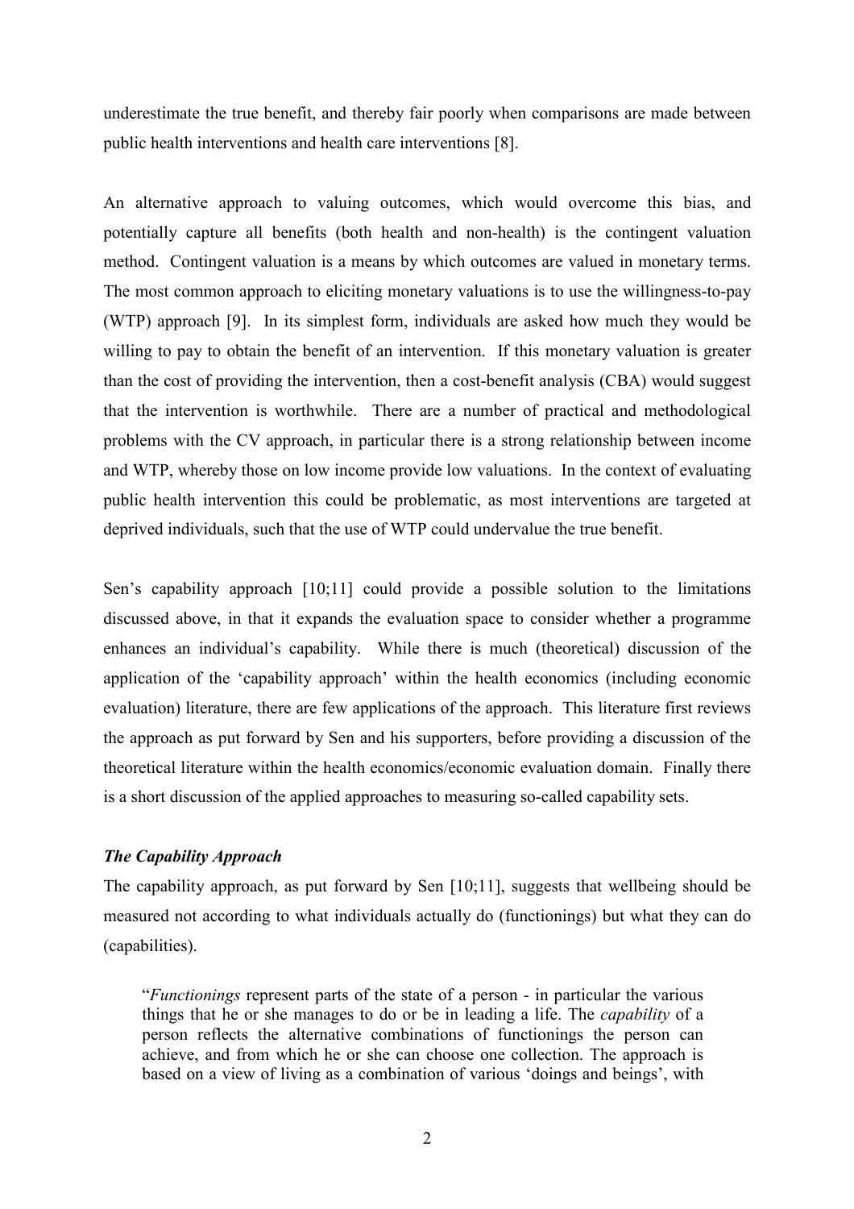underestimate the true benefit, and thereby fair poorly when comparisons are made between public health interventions and health care interventions [8].

An alternative approach to valuing outcomes, which would overcome this bias, and potentially capture all benefits (both health and non-health) is the contingent valuation method. Contingent valuation is a means by which outcomes are valued in monetary terms. The most common approach to eliciting monetary valuations is to use the willingness-to-pay (WTP) approach [9]. In its simplest form, individuals are asked how much they would be willing to pay to obtain the benefit of an intervention. If this monetary valuation is greater than the cost of providing the intervention, then a cost-benefit analysis (CBA) would suggest that the intervention is worthwhile. There are a number of practical and methodological problems with the CV approach, in particular there is a strong relationship between income and WTP, whereby those on low income provide low valuations. In the context of evaluating public health intervention this could be problematic, as most interventions are targeted at deprived individuals, such that the use of WTP could undervalue the true benefit.

Sen's capability approach [10;11] could provide a possible solution to the limitations discussed above, in that it expands the evaluation space to consider whether a programme enhances an individual's capability. While there is much (theoretical) discussion of the application of the 'capability approach' within the health economics (including economic evaluation) literature, there are few applications of the approach. This literature first reviews the approach as put forward by Sen and his supporters, before providing a discussion of the theoretical literature within the health economics/economic evaluation domain. Finally there is a short discussion of the applied approaches to measuring so-called capability sets.

### *The Capability Approach*

The capability approach, as put forward by Sen [10;11], suggests that wellbeing should be measured not according to what individuals actually do (functionings) but what they can do (capabilities).

> "*Functionings* represent parts of the state of a person - in particular the various things that he or she manages to do or be in leading a life. The *capability* of a person reflects the alternative combinations of functionings the person can achieve, and from which he or she can choose one collection. The approach is based on a view of living as a combination of various 'doings and beings', with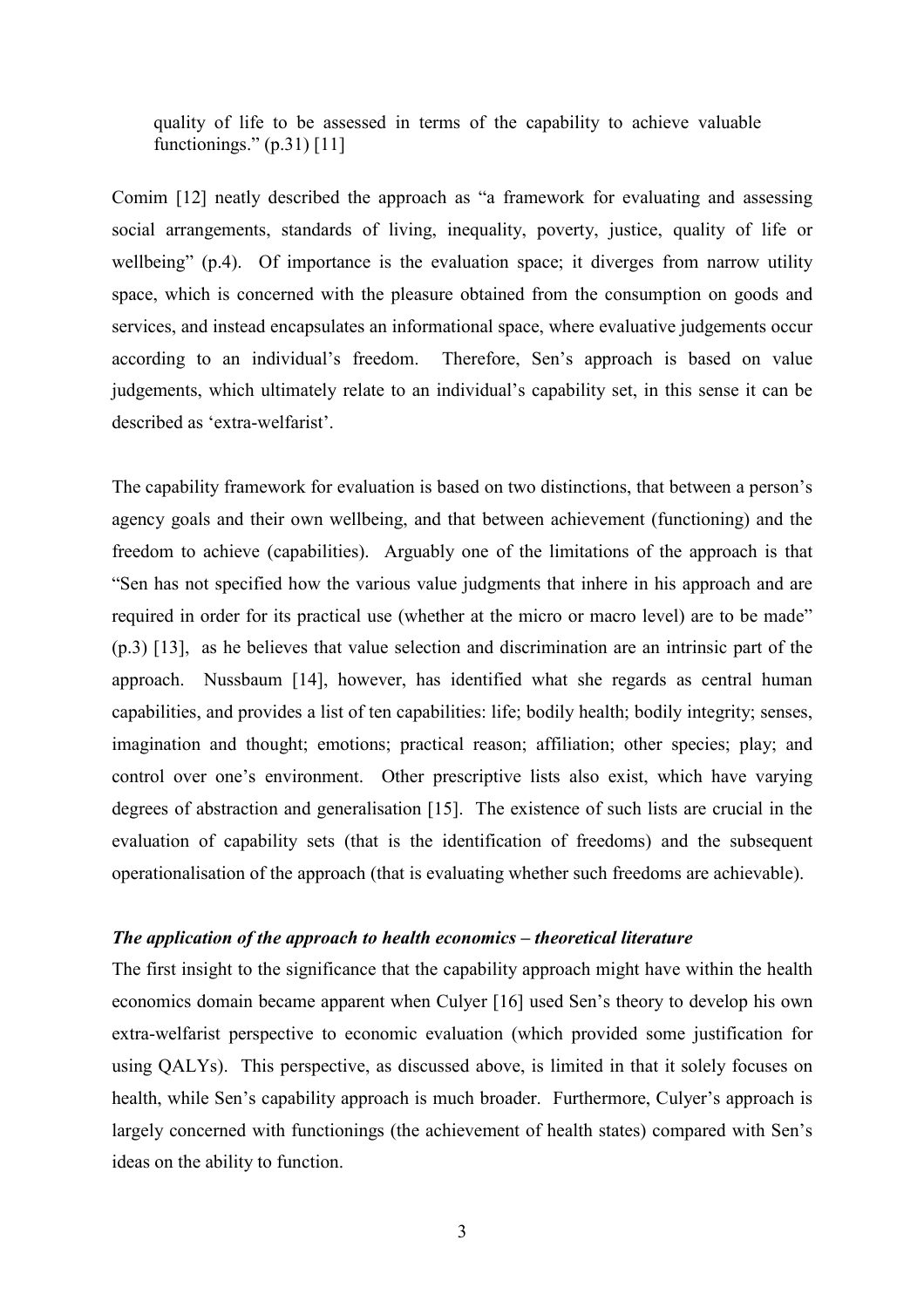> quality of life to be assessed in terms of the capability to achieve valuable functionings." (p.31) [11]

Comim [12] neatly described the approach as "a framework for evaluating and assessing social arrangements, standards of living, inequality, poverty, justice, quality of life or wellbeing" (p.4). Of importance is the evaluation space; it diverges from narrow utility space, which is concerned with the pleasure obtained from the consumption on goods and services, and instead encapsulates an informational space, where evaluative judgements occur according to an individual's freedom. Therefore, Sen's approach is based on value judgements, which ultimately relate to an individual's capability set, in this sense it can be described as 'extra-welfarist'.

The capability framework for evaluation is based on two distinctions, that between a person's agency goals and their own wellbeing, and that between achievement (functioning) and the freedom to achieve (capabilities). Arguably one of the limitations of the approach is that "Sen has not specified how the various value judgments that inhere in his approach and are required in order for its practical use (whether at the micro or macro level) are to be made" (p.3) [13], as he believes that value selection and discrimination are an intrinsic part of the approach. Nussbaum [14], however, has identified what she regards as central human capabilities, and provides a list of ten capabilities: life; bodily health; bodily integrity; senses, imagination and thought; emotions; practical reason; affiliation; other species; play; and control over one's environment. Other prescriptive lists also exist, which have varying degrees of abstraction and generalisation [15]. The existence of such lists are crucial in the evaluation of capability sets (that is the identification of freedoms) and the subsequent operationalisation of the approach (that is evaluating whether such freedoms are achievable).

### *The application of the approach to health economics – theoretical literature*

The first insight to the significance that the capability approach might have within the health economics domain became apparent when Culyer [16] used Sen's theory to develop his own extra-welfarist perspective to economic evaluation (which provided some justification for using QALYs). This perspective, as discussed above, is limited in that it solely focuses on health, while Sen's capability approach is much broader. Furthermore, Culyer's approach is largely concerned with functionings (the achievement of health states) compared with Sen's ideas on the ability to function.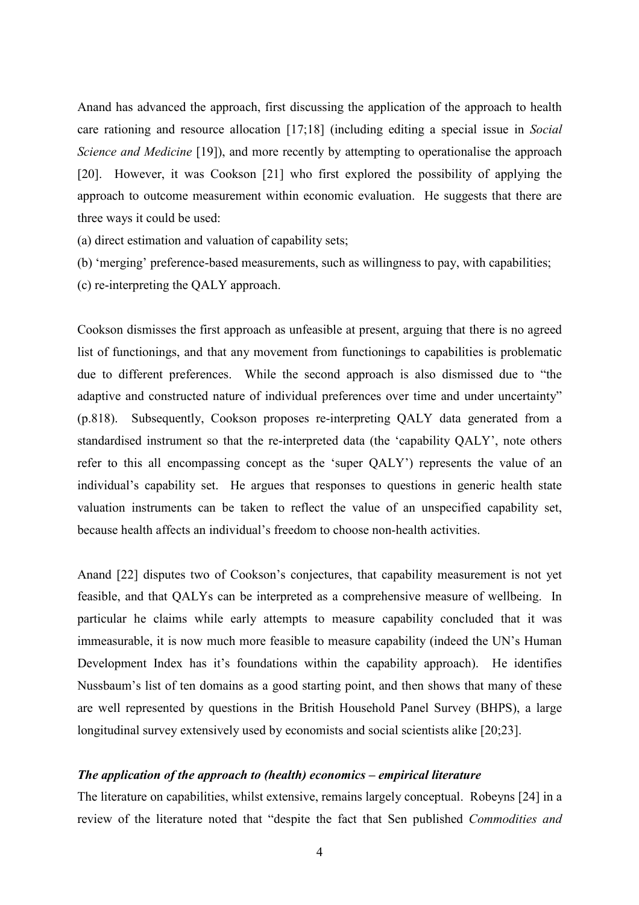Anand has advanced the approach, first discussing the application of the approach to health care rationing and resource allocation [17;18] (including editing a special issue in *Social Science and Medicine* [19]), and more recently by attempting to operationalise the approach [20]. However, it was Cookson [21] who first explored the possibility of applying the approach to outcome measurement within economic evaluation. He suggests that there are three ways it could be used:

(a) direct estimation and valuation of capability sets;

(b) 'merging' preference-based measurements, such as willingness to pay, with capabilities;

(c) re-interpreting the QALY approach.

Cookson dismisses the first approach as unfeasible at present, arguing that there is no agreed list of functionings, and that any movement from functionings to capabilities is problematic due to different preferences. While the second approach is also dismissed due to "the adaptive and constructed nature of individual preferences over time and under uncertainty" (p.818). Subsequently, Cookson proposes re-interpreting QALY data generated from a standardised instrument so that the re-interpreted data (the 'capability QALY', note others refer to this all encompassing concept as the 'super QALY') represents the value of an individual's capability set. He argues that responses to questions in generic health state valuation instruments can be taken to reflect the value of an unspecified capability set, because health affects an individual's freedom to choose non-health activities.

Anand [22] disputes two of Cookson's conjectures, that capability measurement is not yet feasible, and that QALYs can be interpreted as a comprehensive measure of wellbeing. In particular he claims while early attempts to measure capability concluded that it was immeasurable, it is now much more feasible to measure capability (indeed the UN's Human Development Index has it's foundations within the capability approach). He identifies Nussbaum's list of ten domains as a good starting point, and then shows that many of these are well represented by questions in the British Household Panel Survey (BHPS), a large longitudinal survey extensively used by economists and social scientists alike [20;23].

### *The application of the approach to (health) economics – empirical literature*

The literature on capabilities, whilst extensive, remains largely conceptual. Robeyns [24] in a review of the literature noted that "despite the fact that Sen published *Commodities and*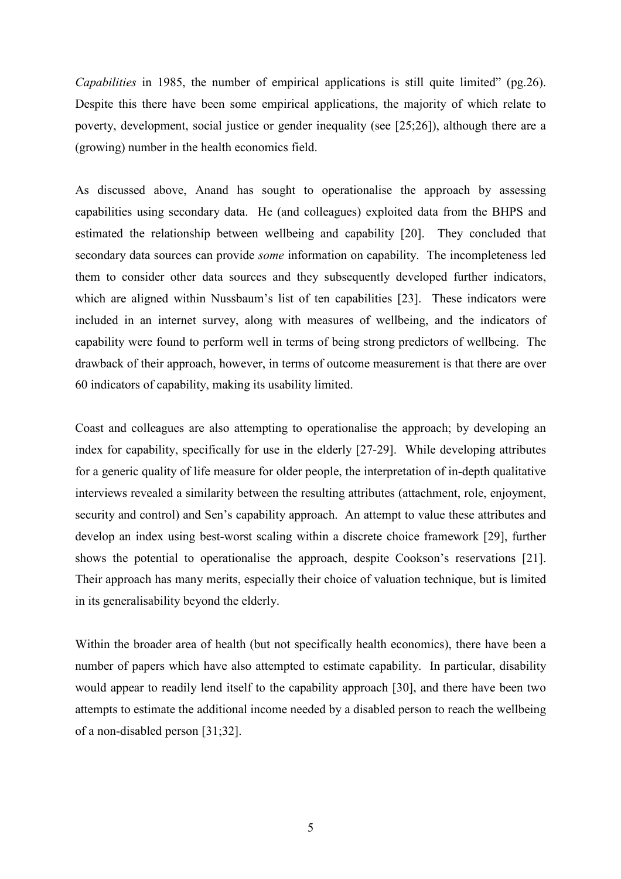*Capabilities* in 1985, the number of empirical applications is still quite limited" (pg.26). Despite this there have been some empirical applications, the majority of which relate to poverty, development, social justice or gender inequality (see [25;26]), although there are a (growing) number in the health economics field.

As discussed above, Anand has sought to operationalise the approach by assessing capabilities using secondary data. He (and colleagues) exploited data from the BHPS and estimated the relationship between wellbeing and capability [20]. They concluded that secondary data sources can provide *some* information on capability. The incompleteness led them to consider other data sources and they subsequently developed further indicators, which are aligned within Nussbaum's list of ten capabilities [23]. These indicators were included in an internet survey, along with measures of wellbeing, and the indicators of capability were found to perform well in terms of being strong predictors of wellbeing. The drawback of their approach, however, in terms of outcome measurement is that there are over 60 indicators of capability, making its usability limited.

Coast and colleagues are also attempting to operationalise the approach; by developing an index for capability, specifically for use in the elderly [27-29]. While developing attributes for a generic quality of life measure for older people, the interpretation of in-depth qualitative interviews revealed a similarity between the resulting attributes (attachment, role, enjoyment, security and control) and Sen's capability approach. An attempt to value these attributes and develop an index using best-worst scaling within a discrete choice framework [29], further shows the potential to operationalise the approach, despite Cookson's reservations [21]. Their approach has many merits, especially their choice of valuation technique, but is limited in its generalisability beyond the elderly.

Within the broader area of health (but not specifically health economics), there have been a number of papers which have also attempted to estimate capability. In particular, disability would appear to readily lend itself to the capability approach [30], and there have been two attempts to estimate the additional income needed by a disabled person to reach the wellbeing of a non-disabled person [31;32].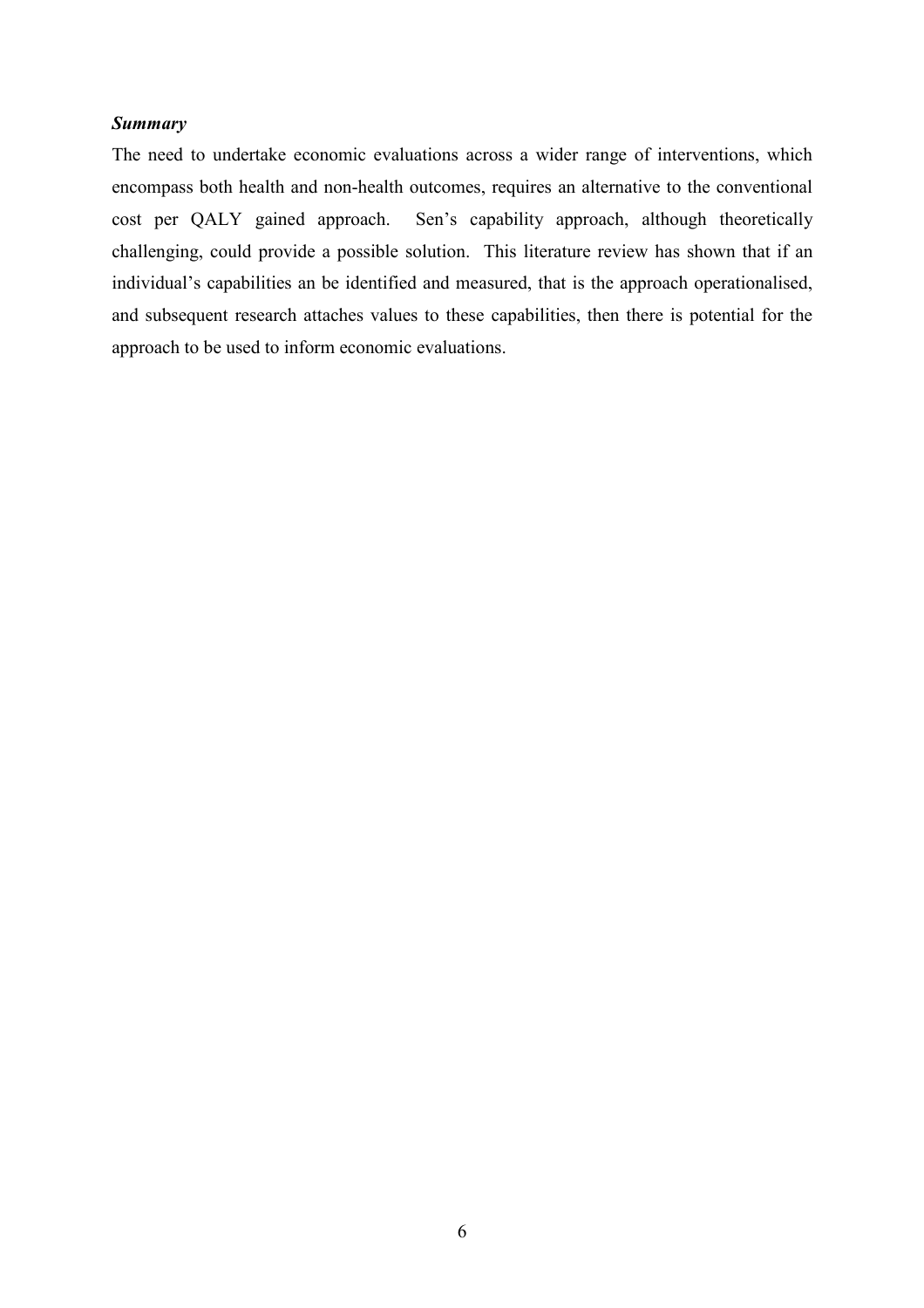***Summary***

The need to undertake economic evaluations across a wider range of interventions, which encompass both health and non-health outcomes, requires an alternative to the conventional cost per QALY gained approach. Sen's capability approach, although theoretically challenging, could provide a possible solution. This literature review has shown that if an individual's capabilities an be identified and measured, that is the approach operationalised, and subsequent research attaches values to these capabilities, then there is potential for the approach to be used to inform economic evaluations.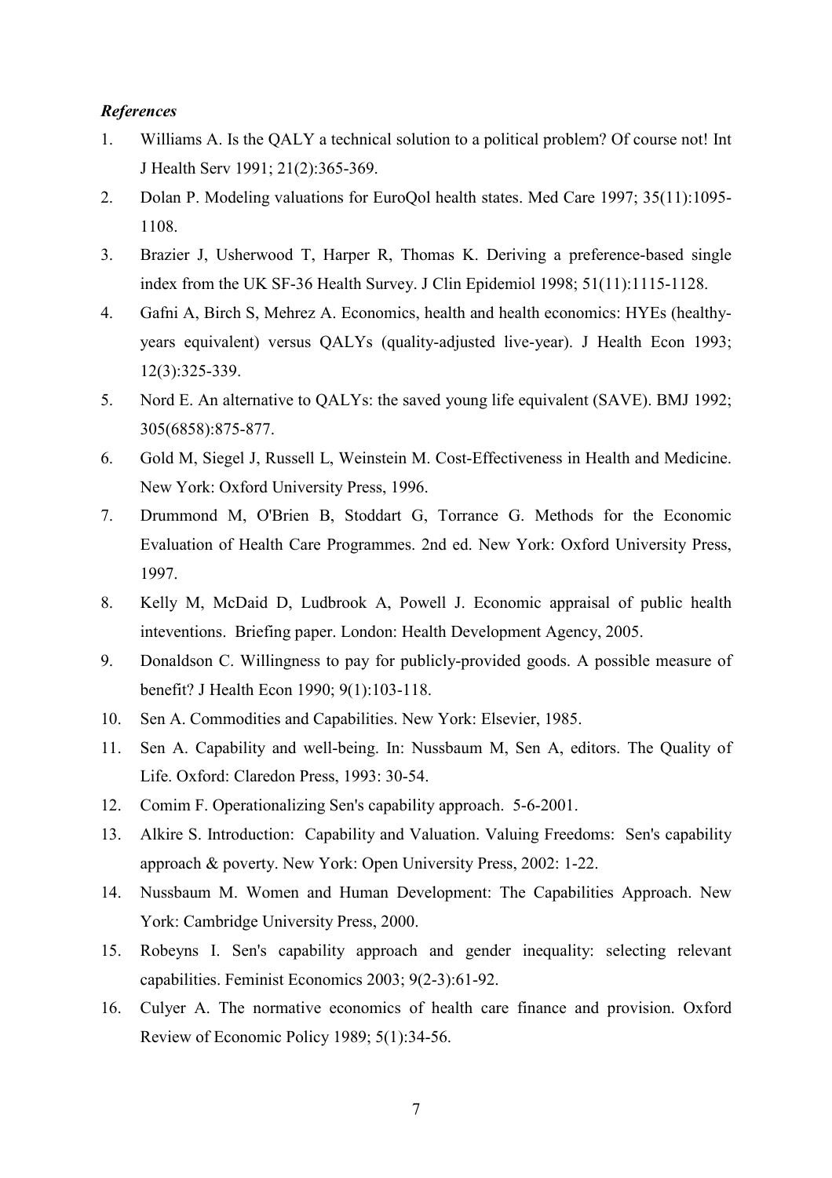*References*

1. Williams A. Is the QALY a technical solution to a political problem? Of course not! Int J Health Serv 1991; 21(2):365-369.
2. Dolan P. Modeling valuations for EuroQol health states. Med Care 1997; 35(11):1095-1108.
3. Brazier J, Usherwood T, Harper R, Thomas K. Deriving a preference-based single index from the UK SF-36 Health Survey. J Clin Epidemiol 1998; 51(11):1115-1128.
4. Gafni A, Birch S, Mehrez A. Economics, health and health economics: HYEs (healthy-years equivalent) versus QALYs (quality-adjusted live-year). J Health Econ 1993; 12(3):325-339.
5. Nord E. An alternative to QALYs: the saved young life equivalent (SAVE). BMJ 1992; 305(6858):875-877.
6. Gold M, Siegel J, Russell L, Weinstein M. Cost-Effectiveness in Health and Medicine. New York: Oxford University Press, 1996.
7. Drummond M, O'Brien B, Stoddart G, Torrance G. Methods for the Economic Evaluation of Health Care Programmes. 2nd ed. New York: Oxford University Press, 1997.
8. Kelly M, McDaid D, Ludbrook A, Powell J. Economic appraisal of public health inteventions. Briefing paper. London: Health Development Agency, 2005.
9. Donaldson C. Willingness to pay for publicly-provided goods. A possible measure of benefit? J Health Econ 1990; 9(1):103-118.
10. Sen A. Commodities and Capabilities. New York: Elsevier, 1985.
11. Sen A. Capability and well-being. In: Nussbaum M, Sen A, editors. The Quality of Life. Oxford: Claredon Press, 1993: 30-54.
12. Comim F. Operationalizing Sen's capability approach. 5-6-2001.
13. Alkire S. Introduction: Capability and Valuation. Valuing Freedoms: Sen's capability approach & poverty. New York: Open University Press, 2002: 1-22.
14. Nussbaum M. Women and Human Development: The Capabilities Approach. New York: Cambridge University Press, 2000.
15. Robeyns I. Sen's capability approach and gender inequality: selecting relevant capabilities. Feminist Economics 2003; 9(2-3):61-92.
16. Culyer A. The normative economics of health care finance and provision. Oxford Review of Economic Policy 1989; 5(1):34-56.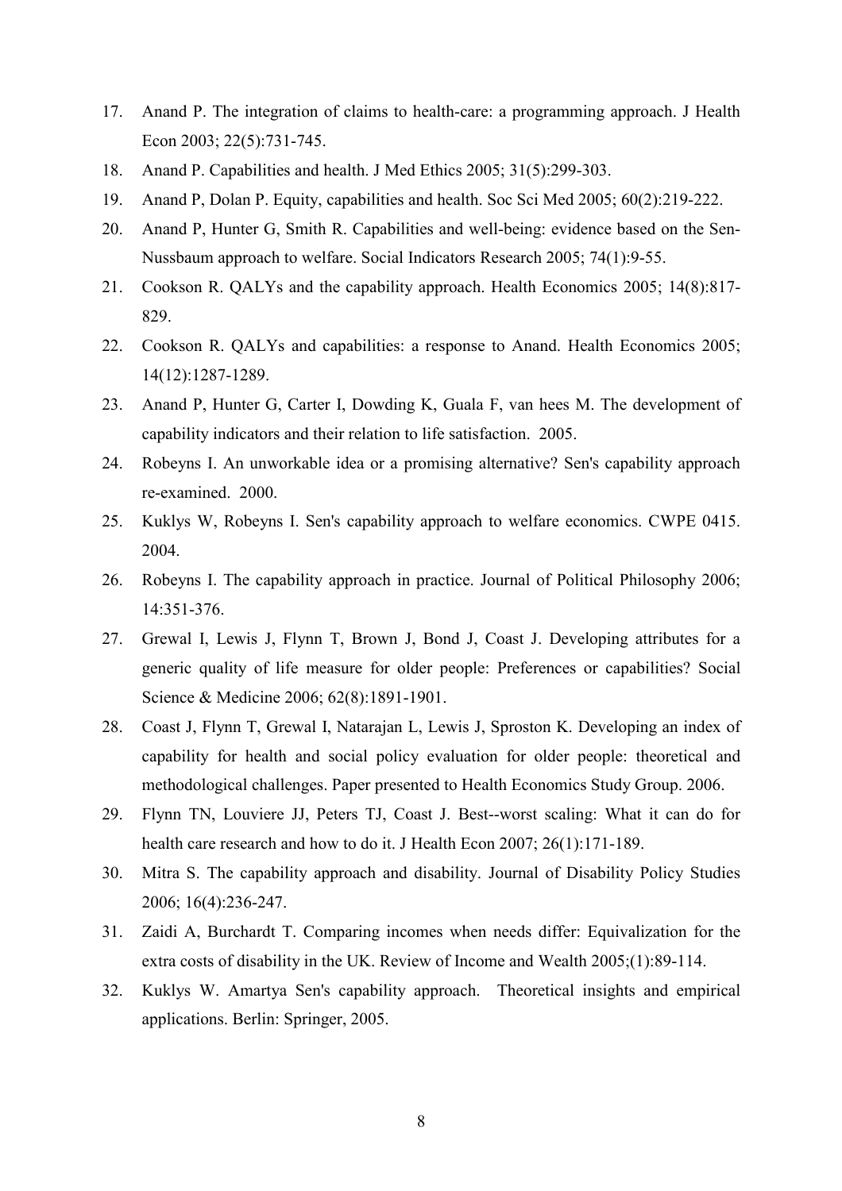17. Anand P. The integration of claims to health-care: a programming approach. J Health Econ 2003; 22(5):731-745.
18. Anand P. Capabilities and health. J Med Ethics 2005; 31(5):299-303.
19. Anand P, Dolan P. Equity, capabilities and health. Soc Sci Med 2005; 60(2):219-222.
20. Anand P, Hunter G, Smith R. Capabilities and well-being: evidence based on the Sen-Nussbaum approach to welfare. Social Indicators Research 2005; 74(1):9-55.
21. Cookson R. QALYs and the capability approach. Health Economics 2005; 14(8):817-829.
22. Cookson R. QALYs and capabilities: a response to Anand. Health Economics 2005; 14(12):1287-1289.
23. Anand P, Hunter G, Carter I, Dowding K, Guala F, van hees M. The development of capability indicators and their relation to life satisfaction. 2005.
24. Robeyns I. An unworkable idea or a promising alternative? Sen's capability approach re-examined. 2000.
25. Kuklys W, Robeyns I. Sen's capability approach to welfare economics. CWPE 0415. 2004.
26. Robeyns I. The capability approach in practice. Journal of Political Philosophy 2006; 14:351-376.
27. Grewal I, Lewis J, Flynn T, Brown J, Bond J, Coast J. Developing attributes for a generic quality of life measure for older people: Preferences or capabilities? Social Science & Medicine 2006; 62(8):1891-1901.
28. Coast J, Flynn T, Grewal I, Natarajan L, Lewis J, Sproston K. Developing an index of capability for health and social policy evaluation for older people: theoretical and methodological challenges. Paper presented to Health Economics Study Group. 2006.
29. Flynn TN, Louviere JJ, Peters TJ, Coast J. Best--worst scaling: What it can do for health care research and how to do it. J Health Econ 2007; 26(1):171-189.
30. Mitra S. The capability approach and disability. Journal of Disability Policy Studies 2006; 16(4):236-247.
31. Zaidi A, Burchardt T. Comparing incomes when needs differ: Equivalization for the extra costs of disability in the UK. Review of Income and Wealth 2005;(1):89-114.
32. Kuklys W. Amartya Sen's capability approach. Theoretical insights and empirical applications. Berlin: Springer, 2005.